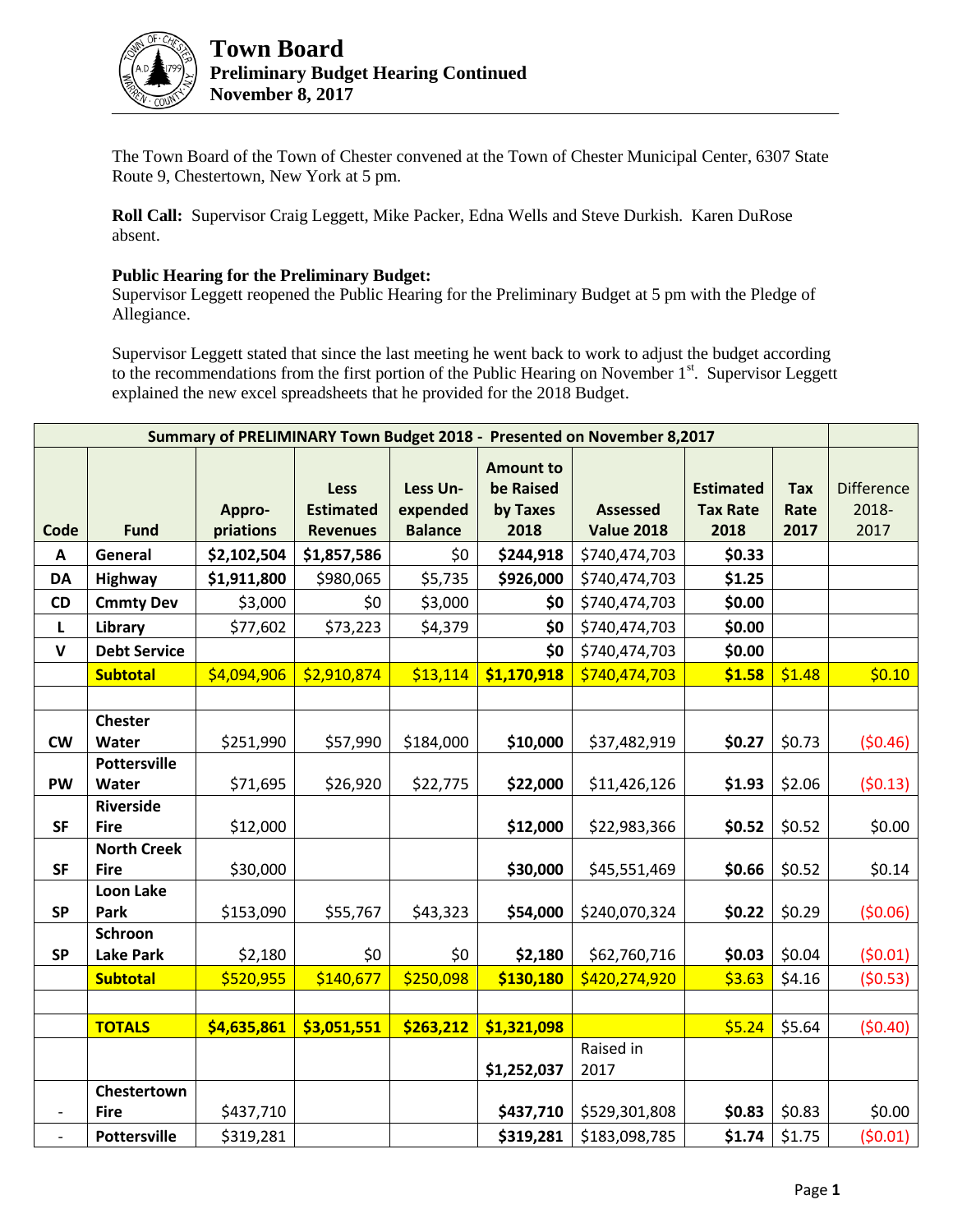# Town Board
## Preliminary Budget Hearing Continued
## November 8, 2017

The Town Board of the Town of Chester convened at the Town of Chester Municipal Center, 6307 State Route 9, Chestertown, New York at 5 pm.

**Roll Call:** Supervisor Craig Leggett, Mike Packer, Edna Wells and Steve Durkish. Karen DuRose absent.

**Public Hearing for the Preliminary Budget:**
Supervisor Leggett reopened the Public Hearing for the Preliminary Budget at 5 pm with the Pledge of Allegiance.

Supervisor Leggett stated that since the last meeting he went back to work to adjust the budget according to the recommendations from the first portion of the Public Hearing on November 1st. Supervisor Leggett explained the new excel spreadsheets that he provided for the 2018 Budget.

| Summary of PRELIMINARY Town Budget 2018 - Presented on November 8,2017 | | | | | | | | | | |
|---|---|---|---|---|---|---|---|---|---|---|
| **Code** | **Fund** | **Appro-priations** | **Less Estimated Revenues** | **Less Un-expended Balance** | **Amount to be Raised by Taxes 2018** | **Assessed Value 2018** | **Estimated Tax Rate 2018** | **Tax Rate 2017** | Difference 2018-2017 |
| **A** | **General** | **$2,102,504** | **$1,857,586** | $0 | **$244,918** | $740,474,703 | **$0.33** | | |
| **DA** | **Highway** | **$1,911,800** | $980,065 | $5,735 | **$926,000** | $740,474,703 | **$1.25** | | |
| **CD** | **Cmmty Dev** | $3,000 | $0 | $3,000 | **$0** | $740,474,703 | **$0.00** | | |
| **L** | **Library** | $77,602 | $73,223 | $4,379 | **$0** | $740,474,703 | **$0.00** | | |
| **V** | **Debt Service** | | | | **$0** | $740,474,703 | **$0.00** | | |
| | **Subtotal** | $4,094,906 | $2,910,874 | $13,114 | **$1,170,918** | $740,474,703 | **$1.58** | $1.48 | $0.10 |
| | | | | | | | | | |
| **CW** | **Chester Water** | $251,990 | $57,990 | $184,000 | **$10,000** | $37,482,919 | **$0.27** | $0.73 | ($0.46) |
| **PW** | **Pottersville Water** | $71,695 | $26,920 | $22,775 | **$22,000** | $11,426,126 | **$1.93** | $2.06 | ($0.13) |
| **SF** | **Riverside Fire** | $12,000 | | | **$12,000** | $22,983,366 | **$0.52** | $0.52 | $0.00 |
| **SF** | **North Creek Fire** | $30,000 | | | **$30,000** | $45,551,469 | **$0.66** | $0.52 | $0.14 |
| **SP** | **Loon Lake Park** | $153,090 | $55,767 | $43,323 | **$54,000** | $240,070,324 | **$0.22** | $0.29 | ($0.06) |
| **SP** | **Schroon Lake Park** | $2,180 | $0 | $0 | **$2,180** | $62,760,716 | **$0.03** | $0.04 | ($0.01) |
| | **Subtotal** | $520,955 | $140,677 | $250,098 | **$130,180** | $420,274,920 | **$3.63** | $4.16 | ($0.53) |
| | | | | | | | | | |
| | **TOTALS** | **$4,635,861** | **$3,051,551** | **$263,212** | **$1,321,098** | | $5.24 | $5.64 | ($0.40) |
| | | | | | **$1,252,037** | Raised in 2017 | | | |
| - | **Chestertown Fire** | $437,710 | | | **$437,710** | $529,301,808 | **$0.83** | $0.83 | $0.00 |
| - | **Pottersville** | $319,281 | | | **$319,281** | $183,098,785 | **$1.74** | $1.75 | ($0.01) |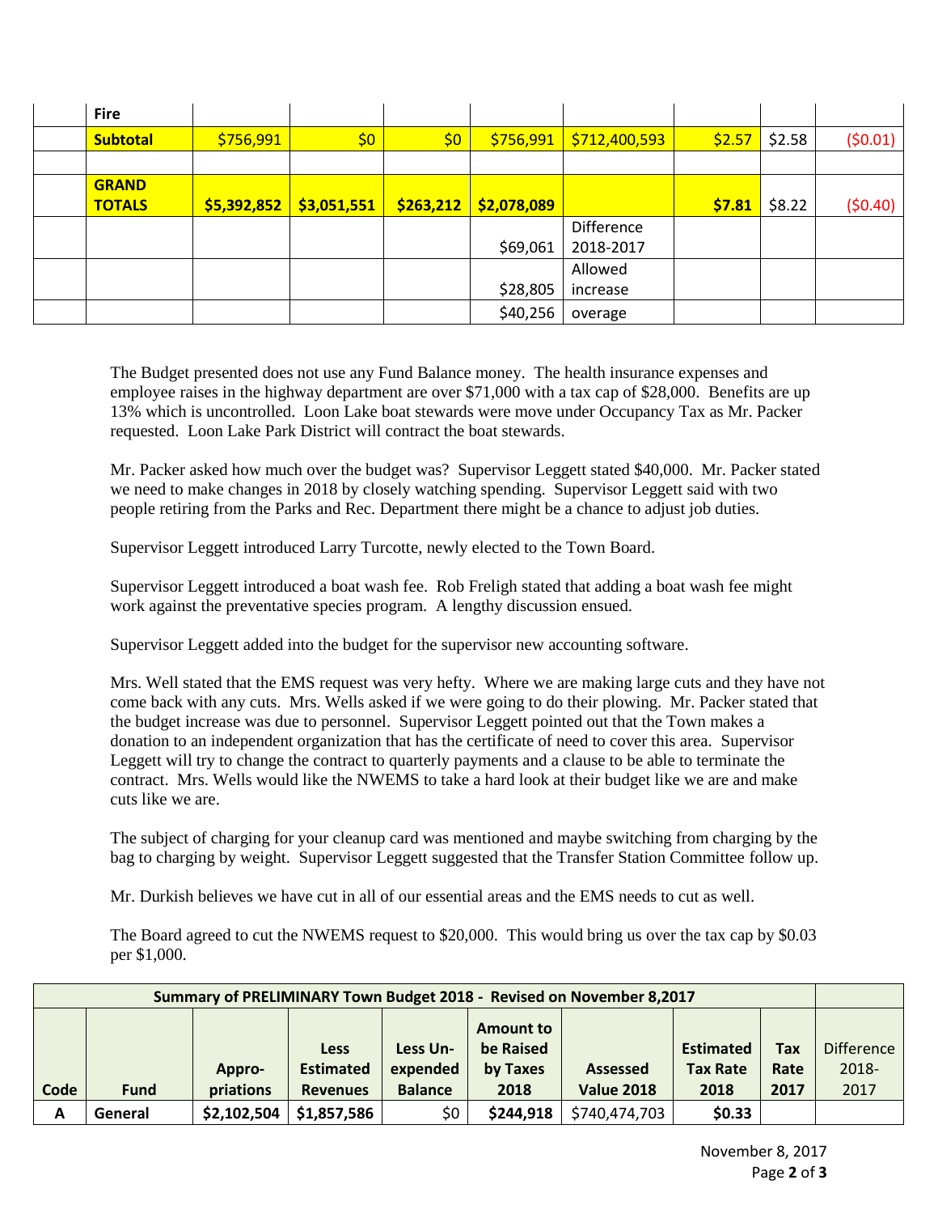|  | Fire |  |  |  |  |  |  |  |  |
|---|---|---|---|---|---|---|---|---|---|
|  | **Subtotal** | $756,991 | $0 | $0 | $756,991 | $712,400,593 | $2.57 | $2.58 | ($0.01) |
|  |  |  |  |  |  |  |  |  |  |
|  | **GRAND TOTALS** | **$5,392,852** | **$3,051,551** | **$263,212** | **$2,078,089** |  | **$7.81** | $8.22 | ($0.40) |
|  |  |  |  |  | $69,061 | Difference 2018-2017 |  |  |  |
|  |  |  |  |  | $28,805 | Allowed increase |  |  |  |
|  |  |  |  |  | $40,256 | overage |  |  |  |

The Budget presented does not use any Fund Balance money. The health insurance expenses and employee raises in the highway department are over $71,000 with a tax cap of $28,000. Benefits are up 13% which is uncontrolled. Loon Lake boat stewards were move under Occupancy Tax as Mr. Packer requested. Loon Lake Park District will contract the boat stewards.

Mr. Packer asked how much over the budget was? Supervisor Leggett stated $40,000. Mr. Packer stated we need to make changes in 2018 by closely watching spending. Supervisor Leggett said with two people retiring from the Parks and Rec. Department there might be a chance to adjust job duties.

Supervisor Leggett introduced Larry Turcotte, newly elected to the Town Board.

Supervisor Leggett introduced a boat wash fee. Rob Freligh stated that adding a boat wash fee might work against the preventative species program. A lengthy discussion ensued.

Supervisor Leggett added into the budget for the supervisor new accounting software.

Mrs. Well stated that the EMS request was very hefty. Where we are making large cuts and they have not come back with any cuts. Mrs. Wells asked if we were going to do their plowing. Mr. Packer stated that the budget increase was due to personnel. Supervisor Leggett pointed out that the Town makes a donation to an independent organization that has the certificate of need to cover this area. Supervisor Leggett will try to change the contract to quarterly payments and a clause to be able to terminate the contract. Mrs. Wells would like the NWEMS to take a hard look at their budget like we are and make cuts like we are.

The subject of charging for your cleanup card was mentioned and maybe switching from charging by the bag to charging by weight. Supervisor Leggett suggested that the Transfer Station Committee follow up.

Mr. Durkish believes we have cut in all of our essential areas and the EMS needs to cut as well.

The Board agreed to cut the NWEMS request to $20,000. This would bring us over the tax cap by $0.03 per $1,000.

| **Summary of PRELIMINARY Town Budget 2018 - Revised on November 8,2017** |  |  |  |  |  |  |  |  |  |
|---|---|---|---|---|---|---|---|---|---|
| **Code** | **Fund** | **Appro-priations** | **Less Estimated Revenues** | **Less Un-expended Balance** | **Amount to be Raised by Taxes 2018** | **Assessed Value 2018** | **Estimated Tax Rate 2018** | **Tax Rate 2017** | Difference 2018-2017 |
| **A** | **General** | **$2,102,504** | **$1,857,586** | $0 | **$244,918** | $740,474,703 | **$0.33** |  |  |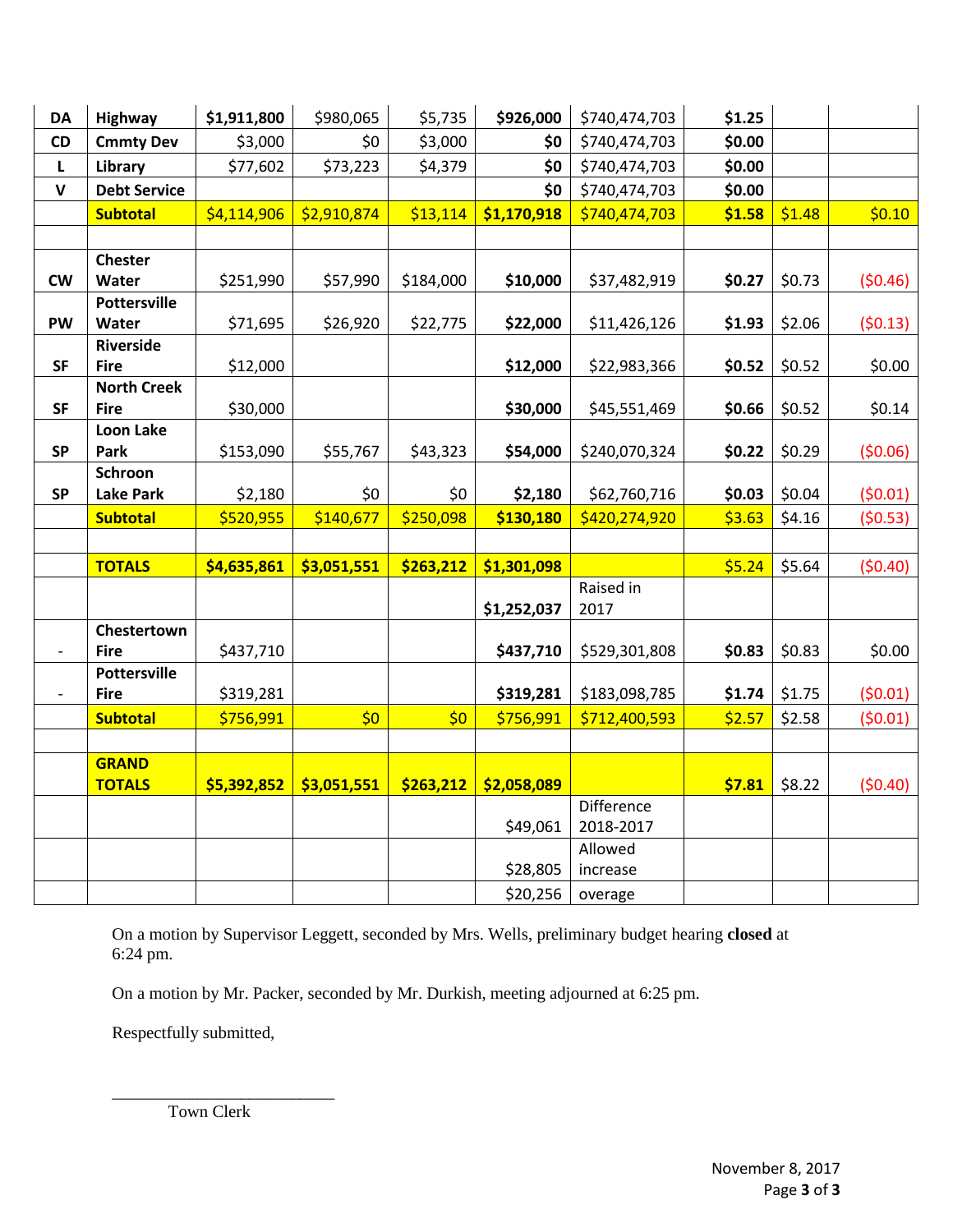| | | | | | | | | | |
|---|---|---|---|---|---|---|---|---|---|
| DA | **Highway** | **$1,911,800** | $980,065 | $5,735 | **$926,000** | $740,474,703 | **$1.25** | | |
| CD | **Cmmty Dev** | $3,000 | $0 | $3,000 | **$0** | $740,474,703 | **$0.00** | | |
| L | **Library** | $77,602 | $73,223 | $4,379 | **$0** | $740,474,703 | **$0.00** | | |
| V | **Debt Service** | | | | **$0** | $740,474,703 | **$0.00** | | |
| | **Subtotal** | $4,114,906 | $2,910,874 | $13,114 | **$1,170,918** | $740,474,703 | **$1.58** | $1.48 | $0.10 |
| | | | | | | | | | |
| CW | **Chester Water** | $251,990 | $57,990 | $184,000 | **$10,000** | $37,482,919 | **$0.27** | $0.73 | ($0.46) |
| PW | **Pottersville Water** | $71,695 | $26,920 | $22,775 | **$22,000** | $11,426,126 | **$1.93** | $2.06 | ($0.13) |
| SF | **Riverside Fire** | $12,000 | | | **$12,000** | $22,983,366 | **$0.52** | $0.52 | $0.00 |
| SF | **North Creek Fire** | $30,000 | | | **$30,000** | $45,551,469 | **$0.66** | $0.52 | $0.14 |
| SP | **Loon Lake Park** | $153,090 | $55,767 | $43,323 | **$54,000** | $240,070,324 | **$0.22** | $0.29 | ($0.06) |
| SP | **Schroon Lake Park** | $2,180 | $0 | $0 | **$2,180** | $62,760,716 | **$0.03** | $0.04 | ($0.01) |
| | **Subtotal** | $520,955 | $140,677 | $250,098 | **$130,180** | $420,274,920 | $3.63 | $4.16 | ($0.53) |
| | | | | | | | | | |
| | **TOTALS** | **$4,635,861** | **$3,051,551** | **$263,212** | **$1,301,098** | | $5.24 | $5.64 | ($0.40) |
| | | | | | **$1,252,037** | Raised in 2017 | | | |
| - | **Chestertown Fire** | $437,710 | | | **$437,710** | $529,301,808 | **$0.83** | $0.83 | $0.00 |
| - | **Pottersville Fire** | $319,281 | | | **$319,281** | $183,098,785 | **$1.74** | $1.75 | ($0.01) |
| | **Subtotal** | $756,991 | $0 | $0 | $756,991 | $712,400,593 | $2.57 | $2.58 | ($0.01) |
| | | | | | | | | | |
| | **GRAND TOTALS** | **$5,392,852** | **$3,051,551** | **$263,212** | **$2,058,089** | | **$7.81** | $8.22 | ($0.40) |
| | | | | | $49,061 | Difference 2018-2017 | | | |
| | | | | | $28,805 | Allowed increase | | | |
| | | | | | $20,256 | overage | | | |

On a motion by Supervisor Leggett, seconded by Mrs. Wells, preliminary budget hearing **closed** at 6:24 pm.

On a motion by Mr. Packer, seconded by Mr. Durkish, meeting adjourned at 6:25 pm.

Respectfully submitted,

\_\_\_\_\_\_\_\_\_\_\_\_\_\_\_\_\_\_\_\_\_\_\_\_\_\_\_

Town Clerk

November 8, 2017